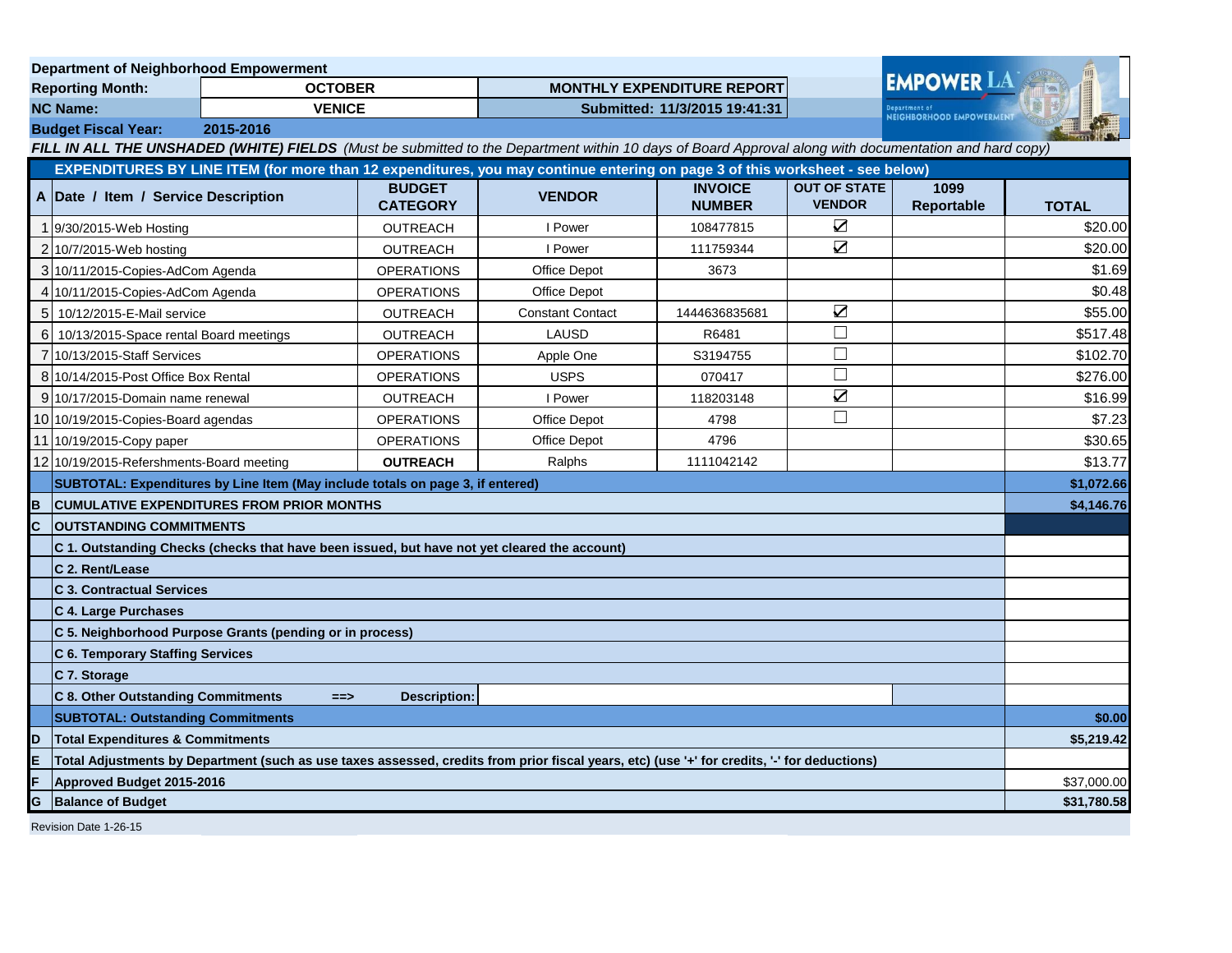**Department of Neighborhood Empowerment**

| | | | |
|---|---|---|---|
| **Reporting Month:** | **OCTOBER** | **MONTHLY EXPENDITURE REPORT** | |
| **NC Name:** | **VENICE** | **Submitted: 11/3/2015 19:41:31** | |
| **Budget Fiscal Year:** | **2015-2016** | | |

***FILL IN ALL THE UNSHADED (WHITE) FIELDS*** *(Must be submitted to the Department within 10 days of Board Approval along with documentation and hard copy)*

**EXPENDITURES BY LINE ITEM (for more than 12 expenditures, you may continue entering on page 3 of this worksheet - see below)**

| A | Date / Item / Service Description | BUDGET CATEGORY | VENDOR | INVOICE NUMBER | OUT OF STATE VENDOR | 1099 Reportable | TOTAL |
|---|---|---|---|---|---|---|---|
| 1 | 9/30/2015-Web Hosting | OUTREACH | I Power | 108477815 | ☑ | | $20.00 |
| 2 | 10/7/2015-Web hosting | OUTREACH | I Power | 111759344 | ☑ | | $20.00 |
| 3 | 10/11/2015-Copies-AdCom Agenda | OPERATIONS | Office Depot | 3673 | | | $1.69 |
| 4 | 10/11/2015-Copies-AdCom Agenda | OPERATIONS | Office Depot | | | | $0.48 |
| 5 | 10/12/2015-E-Mail service | OUTREACH | Constant Contact | 1444636835681 | ☑ | | $55.00 |
| 6 | 10/13/2015-Space rental Board meetings | OUTREACH | LAUSD | R6481 | ☐ | | $517.48 |
| 7 | 10/13/2015-Staff Services | OPERATIONS | Apple One | S3194755 | ☐ | | $102.70 |
| 8 | 10/14/2015-Post Office Box Rental | OPERATIONS | USPS | 070417 | ☐ | | $276.00 |
| 9 | 10/17/2015-Domain name renewal | OUTREACH | I Power | 118203148 | ☑ | | $16.99 |
| 10 | 10/19/2015-Copies-Board agendas | OPERATIONS | Office Depot | 4798 | ☐ | | $7.23 |
| 11 | 10/19/2015-Copy paper | OPERATIONS | Office Depot | 4796 | | | $30.65 |
| 12 | 10/19/2015-Refershments-Board meeting | **OUTREACH** | Ralphs | 1111042142 | | | $13.77 |
| | **SUBTOTAL: Expenditures by Line Item (May include totals on page 3, if entered)** | | | | | | **$1,072.66** |
| **B** | **CUMULATIVE EXPENDITURES FROM PRIOR MONTHS** | | | | | | **$4,146.76** |
| **C** | **OUTSTANDING COMMITMENTS** | | | | | | |
| | **C 1. Outstanding Checks (checks that have been issued, but have not yet cleared the account)** | | | | | | |
| | **C 2. Rent/Lease** | | | | | | |
| | **C 3. Contractual Services** | | | | | | |
| | **C 4. Large Purchases** | | | | | | |
| | **C 5. Neighborhood Purpose Grants (pending or in process)** | | | | | | |
| | **C 6. Temporary Staffing Services** | | | | | | |
| | **C 7. Storage** | | | | | | |
| | **C 8. Other Outstanding Commitments ==>** | **Description:** | | | | | |
| | **SUBTOTAL: Outstanding Commitments** | | | | | | **$0.00** |
| **D** | **Total Expenditures & Commitments** | | | | | | **$5,219.42** |
| **E** | **Total Adjustments by Department (such as use taxes assessed, credits from prior fiscal years, etc) (use '+' for credits, '-' for deductions)** | | | | | | |
| **F** | **Approved Budget 2015-2016** | | | | | | $37,000.00 |
| **G** | **Balance of Budget** | | | | | | **$31,780.58** |

Revision Date 1-26-15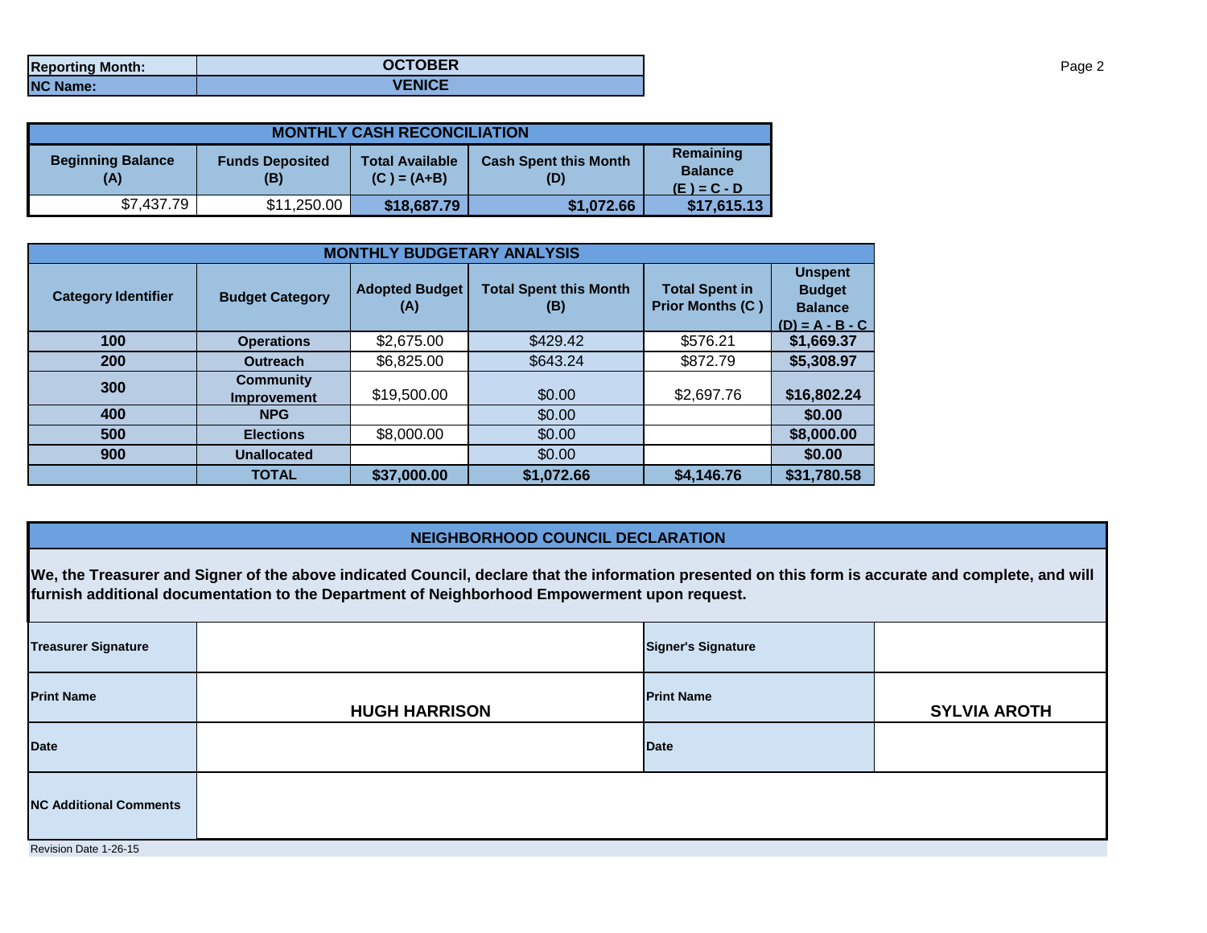| Reporting Month: | OCTOBER |
|---|---|
| NC Name: | VENICE |

| MONTHLY CASH RECONCILIATION | | | | |
|---|---|---|---|---|
| Beginning Balance (A) | Funds Deposited (B) | Total Available (C ) = (A+B) | Cash Spent this Month (D) | Remaining Balance (E ) = C - D |
| $7,437.79 | $11,250.00 | **$18,687.79** | **$1,072.66** | **$17,615.13** |

| MONTHLY BUDGETARY ANALYSIS | | | | | |
|---|---|---|---|---|---|
| Category Identifier | Budget Category | Adopted Budget (A) | Total Spent this Month (B) | Total Spent in Prior Months (C ) | Unspent Budget Balance (D) = A - B - C |
| 100 | Operations | $2,675.00 | $429.42 | $576.21 | **$1,669.37** |
| 200 | Outreach | $6,825.00 | $643.24 | $872.79 | **$5,308.97** |
| 300 | Community Improvement | $19,500.00 | $0.00 | $2,697.76 | **$16,802.24** |
| 400 | NPG | | $0.00 | | **$0.00** |
| 500 | Elections | $8,000.00 | $0.00 | | **$8,000.00** |
| 900 | Unallocated | | $0.00 | | **$0.00** |
| | TOTAL | **$37,000.00** | **$1,072.66** | **$4,146.76** | **$31,780.58** |

## NEIGHBORHOOD COUNCIL DECLARATION

**We, the Treasurer and Signer of the above indicated Council, declare that the information presented on this form is accurate and complete, and will furnish additional documentation to the Department of Neighborhood Empowerment upon request.**

| Treasurer Signature | | Signer's Signature | |
|---|---|---|---|
| Print Name | HUGH HARRISON | Print Name | SYLVIA AROTH |
| Date | | Date | |
| NC Additional Comments | | | |

Revision Date 1-26-15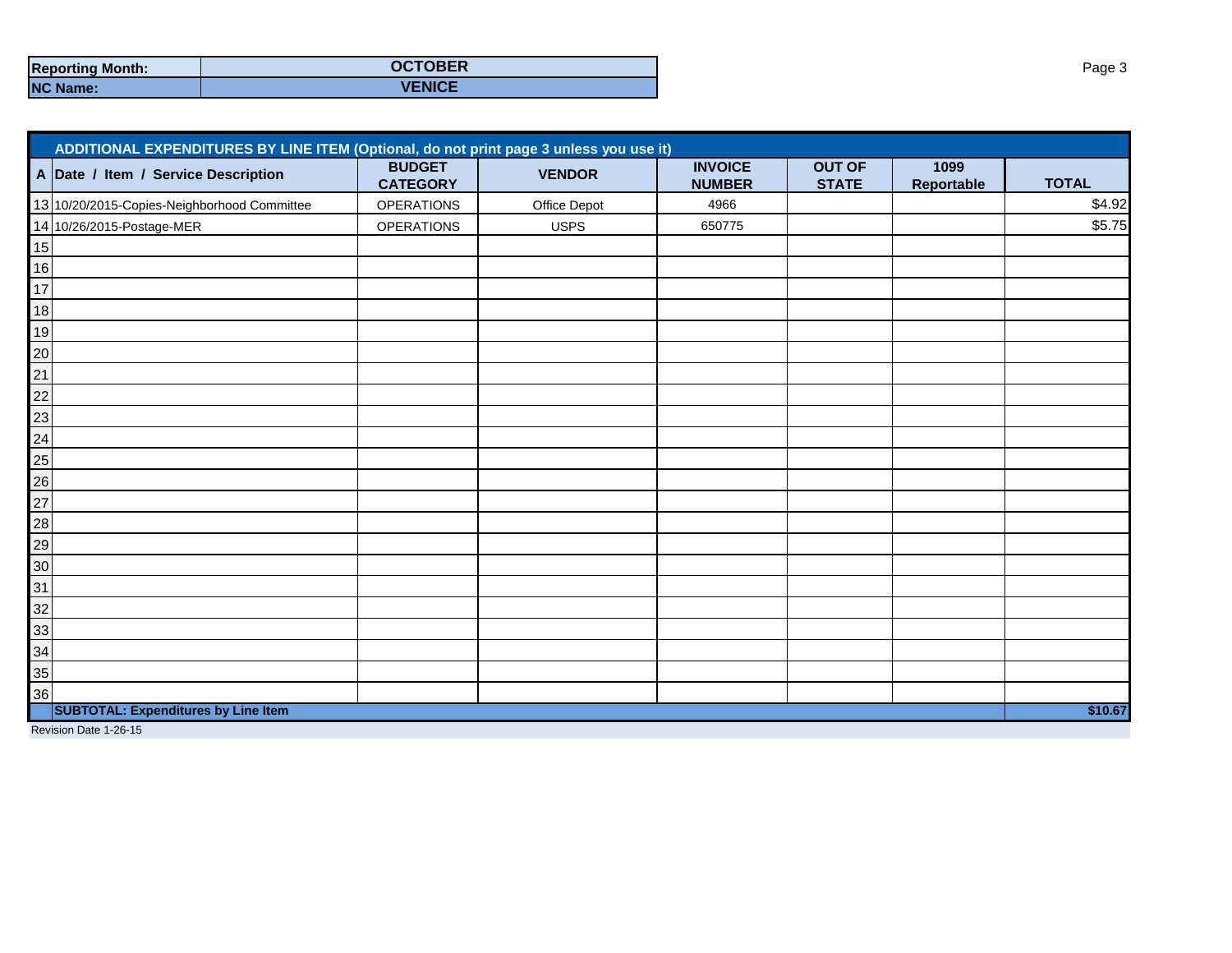| | |
|---|---|
| **Reporting Month:** | **OCTOBER** |
| **NC Name:** | **VENICE** |

**ADDITIONAL EXPENDITURES BY LINE ITEM (Optional, do not print page 3 unless you use it)**

| A | Date / Item / Service Description | BUDGET CATEGORY | VENDOR | INVOICE NUMBER | OUT OF STATE | 1099 Reportable | TOTAL |
|---|---|---|---|---|---|---|---|
| 13 | 10/20/2015-Copies-Neighborhood Committee | OPERATIONS | Office Depot | 4966 | | | $4.92 |
| 14 | 10/26/2015-Postage-MER | OPERATIONS | USPS | 650775 | | | $5.75 |
| 15 | | | | | | | |
| 16 | | | | | | | |
| 17 | | | | | | | |
| 18 | | | | | | | |
| 19 | | | | | | | |
| 20 | | | | | | | |
| 21 | | | | | | | |
| 22 | | | | | | | |
| 23 | | | | | | | |
| 24 | | | | | | | |
| 25 | | | | | | | |
| 26 | | | | | | | |
| 27 | | | | | | | |
| 28 | | | | | | | |
| 29 | | | | | | | |
| 30 | | | | | | | |
| 31 | | | | | | | |
| 32 | | | | | | | |
| 33 | | | | | | | |
| 34 | | | | | | | |
| 35 | | | | | | | |
| 36 | | | | | | | |
| | **SUBTOTAL: Expenditures by Line Item** | | | | | | **$10.67** |

Revision Date 1-26-15